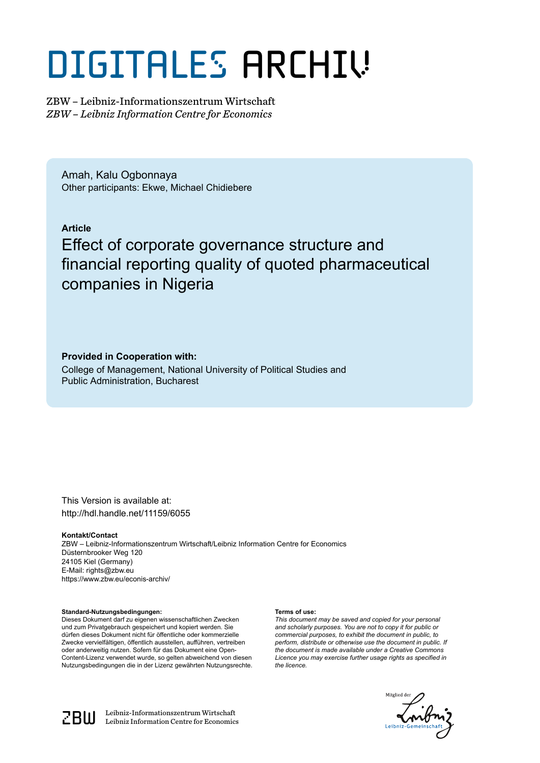# DIGITALES ARCHIV

ZBW – Leibniz-Informationszentrum Wirtschaft
*ZBW – Leibniz Information Centre for Economics*

Amah, Kalu Ogbonnaya
Other participants: Ekwe, Michael Chidiebere

**Article**

## Effect of corporate governance structure and financial reporting quality of quoted pharmaceutical companies in Nigeria

**Provided in Cooperation with:**
College of Management, National University of Political Studies and Public Administration, Bucharest

This Version is available at:
http://hdl.handle.net/11159/6055

**Kontakt/Contact**
ZBW – Leibniz-Informationszentrum Wirtschaft/Leibniz Information Centre for Economics
Düsternbrooker Weg 120
24105 Kiel (Germany)
E-Mail: rights@zbw.eu
https://www.zbw.eu/econis-archiv/

**Standard-Nutzungsbedingungen:**
Dieses Dokument darf zu eigenen wissenschaftlichen Zwecken und zum Privatgebrauch gespeichert und kopiert werden. Sie dürfen dieses Dokument nicht für öffentliche oder kommerzielle Zwecke vervielfältigen, öffentlich ausstellen, aufführen, vertreiben oder anderweitig nutzen. Sofern für das Dokument eine Open-Content-Lizenz verwendet wurde, so gelten abweichend von diesen Nutzungsbedingungen die in der Lizenz gewährten Nutzungsrechte.

**Terms of use:**
*This document may be saved and copied for your personal and scholarly purposes. You are not to copy it for public or commercial purposes, to exhibit the document in public, to perform, distribute or otherwise use the document in public. If the document is made available under a Creative Commons Licence you may exercise further usage rights as specified in the licence.*

ZBW Leibniz-Informationszentrum Wirtschaft
Leibniz Information Centre for Economics

Mitglied der Leibniz-Gemeinschaft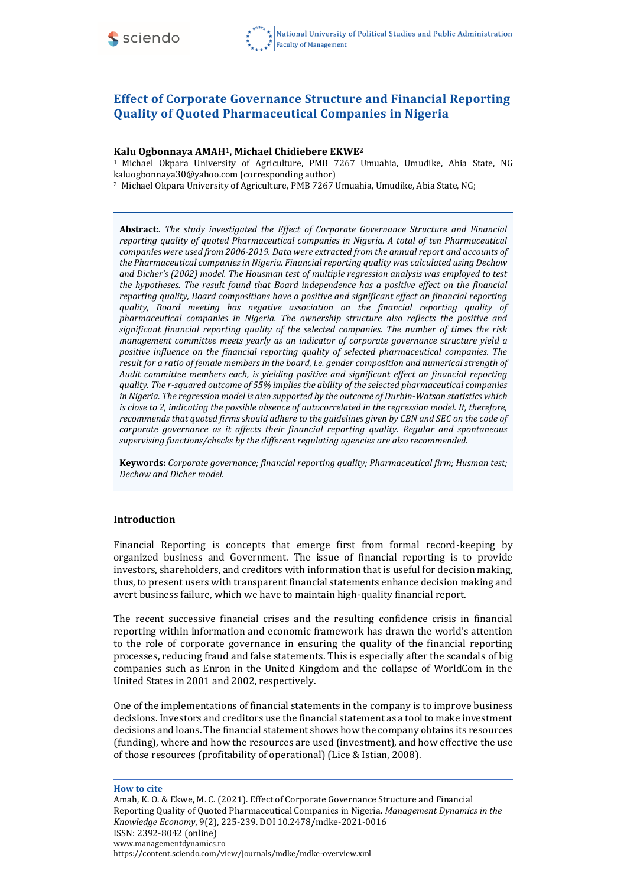# Effect of Corporate Governance Structure and Financial Reporting Quality of Quoted Pharmaceutical Companies in Nigeria

**Kalu Ogbonnaya AMAH[1], Michael Chidiebere EKWE[2]**

[1] Michael Okpara University of Agriculture, PMB 7267 Umuahia, Umudike, Abia State, NG kaluogbonnaya30@yahoo.com (corresponding author)

[2] Michael Okpara University of Agriculture, PMB 7267 Umuahia, Umudike, Abia State, NG;

**Abstract:**. *The study investigated the Effect of Corporate Governance Structure and Financial reporting quality of quoted Pharmaceutical companies in Nigeria. A total of ten Pharmaceutical companies were used from 2006-2019. Data were extracted from the annual report and accounts of the Pharmaceutical companies in Nigeria. Financial reporting quality was calculated using Dechow and Dicher's (2002) model. The Housman test of multiple regression analysis was employed to test the hypotheses. The result found that Board independence has a positive effect on the financial reporting quality, Board compositions have a positive and significant effect on financial reporting quality, Board meeting has negative association on the financial reporting quality of pharmaceutical companies in Nigeria. The ownership structure also reflects the positive and significant financial reporting quality of the selected companies. The number of times the risk management committee meets yearly as an indicator of corporate governance structure yield a positive influence on the financial reporting quality of selected pharmaceutical companies. The result for a ratio of female members in the board, i.e. gender composition and numerical strength of Audit committee members each, is yielding positive and significant effect on financial reporting quality. The r-squared outcome of 55% implies the ability of the selected pharmaceutical companies in Nigeria. The regression model is also supported by the outcome of Durbin-Watson statistics which is close to 2, indicating the possible absence of autocorrelated in the regression model. It, therefore, recommends that quoted firms should adhere to the guidelines given by CBN and SEC on the code of corporate governance as it affects their financial reporting quality. Regular and spontaneous supervising functions/checks by the different regulating agencies are also recommended.*

**Keywords:** *Corporate governance; financial reporting quality; Pharmaceutical firm; Husman test; Dechow and Dicher model.*

## Introduction

Financial Reporting is concepts that emerge first from formal record-keeping by organized business and Government. The issue of financial reporting is to provide investors, shareholders, and creditors with information that is useful for decision making, thus, to present users with transparent financial statements enhance decision making and avert business failure, which we have to maintain high-quality financial report.

The recent successive financial crises and the resulting confidence crisis in financial reporting within information and economic framework has drawn the world's attention to the role of corporate governance in ensuring the quality of the financial reporting processes, reducing fraud and false statements. This is especially after the scandals of big companies such as Enron in the United Kingdom and the collapse of WorldCom in the United States in 2001 and 2002, respectively.

One of the implementations of financial statements in the company is to improve business decisions. Investors and creditors use the financial statement as a tool to make investment decisions and loans. The financial statement shows how the company obtains its resources (funding), where and how the resources are used (investment), and how effective the use of those resources (profitability of operational) (Lice & Istian, 2008).

**How to cite**

Amah, K. O. & Ekwe, M. C. (2021). Effect of Corporate Governance Structure and Financial Reporting Quality of Quoted Pharmaceutical Companies in Nigeria. *Management Dynamics in the Knowledge Economy,* 9(2), 225-239. DOI 10.2478/mdke-2021-0016

ISSN: 2392-8042 (online)

www.managementdynamics.ro

https://content.sciendo.com/view/journals/mdke/mdke-overview.xml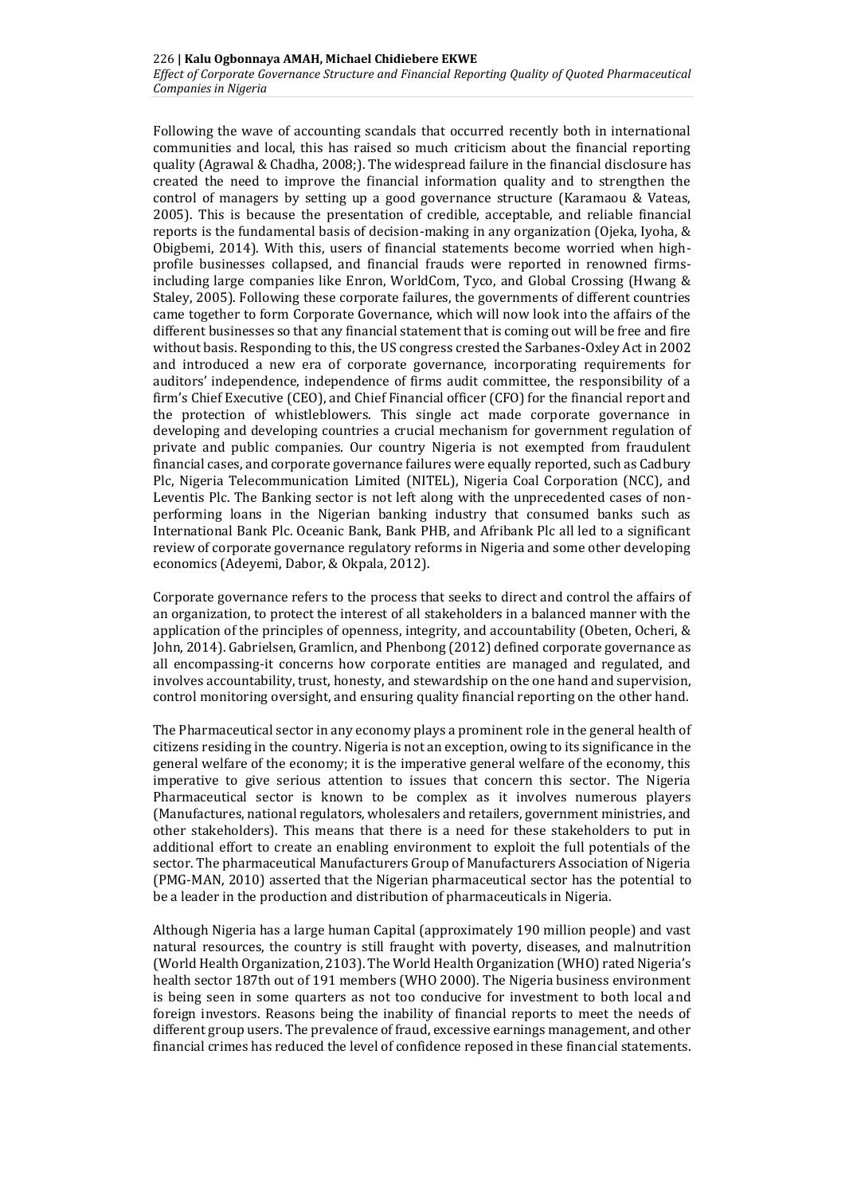Following the wave of accounting scandals that occurred recently both in international communities and local, this has raised so much criticism about the financial reporting quality (Agrawal & Chadha, 2008;). The widespread failure in the financial disclosure has created the need to improve the financial information quality and to strengthen the control of managers by setting up a good governance structure (Karamaou & Vateas, 2005). This is because the presentation of credible, acceptable, and reliable financial reports is the fundamental basis of decision-making in any organization (Ojeka, Iyoha, & Obigbemi, 2014). With this, users of financial statements become worried when high-profile businesses collapsed, and financial frauds were reported in renowned firms-including large companies like Enron, WorldCom, Tyco, and Global Crossing (Hwang & Staley, 2005). Following these corporate failures, the governments of different countries came together to form Corporate Governance, which will now look into the affairs of the different businesses so that any financial statement that is coming out will be free and fire without basis. Responding to this, the US congress crested the Sarbanes-Oxley Act in 2002 and introduced a new era of corporate governance, incorporating requirements for auditors' independence, independence of firms audit committee, the responsibility of a firm's Chief Executive (CEO), and Chief Financial officer (CFO) for the financial report and the protection of whistleblowers. This single act made corporate governance in developing and developing countries a crucial mechanism for government regulation of private and public companies. Our country Nigeria is not exempted from fraudulent financial cases, and corporate governance failures were equally reported, such as Cadbury Plc, Nigeria Telecommunication Limited (NITEL), Nigeria Coal Corporation (NCC), and Leventis Plc. The Banking sector is not left along with the unprecedented cases of non-performing loans in the Nigerian banking industry that consumed banks such as International Bank Plc. Oceanic Bank, Bank PHB, and Afribank Plc all led to a significant review of corporate governance regulatory reforms in Nigeria and some other developing economics (Adeyemi, Dabor, & Okpala, 2012).

Corporate governance refers to the process that seeks to direct and control the affairs of an organization, to protect the interest of all stakeholders in a balanced manner with the application of the principles of openness, integrity, and accountability (Obeten, Ocheri, & John, 2014). Gabrielsen, Gramlicn, and Phenbong (2012) defined corporate governance as all encompassing-it concerns how corporate entities are managed and regulated, and involves accountability, trust, honesty, and stewardship on the one hand and supervision, control monitoring oversight, and ensuring quality financial reporting on the other hand.

The Pharmaceutical sector in any economy plays a prominent role in the general health of citizens residing in the country. Nigeria is not an exception, owing to its significance in the general welfare of the economy; it is the imperative general welfare of the economy, this imperative to give serious attention to issues that concern this sector. The Nigeria Pharmaceutical sector is known to be complex as it involves numerous players (Manufactures, national regulators, wholesalers and retailers, government ministries, and other stakeholders). This means that there is a need for these stakeholders to put in additional effort to create an enabling environment to exploit the full potentials of the sector. The pharmaceutical Manufacturers Group of Manufacturers Association of Nigeria (PMG-MAN, 2010) asserted that the Nigerian pharmaceutical sector has the potential to be a leader in the production and distribution of pharmaceuticals in Nigeria.

Although Nigeria has a large human Capital (approximately 190 million people) and vast natural resources, the country is still fraught with poverty, diseases, and malnutrition (World Health Organization, 2103). The World Health Organization (WHO) rated Nigeria's health sector 187th out of 191 members (WHO 2000). The Nigeria business environment is being seen in some quarters as not too conducive for investment to both local and foreign investors. Reasons being the inability of financial reports to meet the needs of different group users. The prevalence of fraud, excessive earnings management, and other financial crimes has reduced the level of confidence reposed in these financial statements.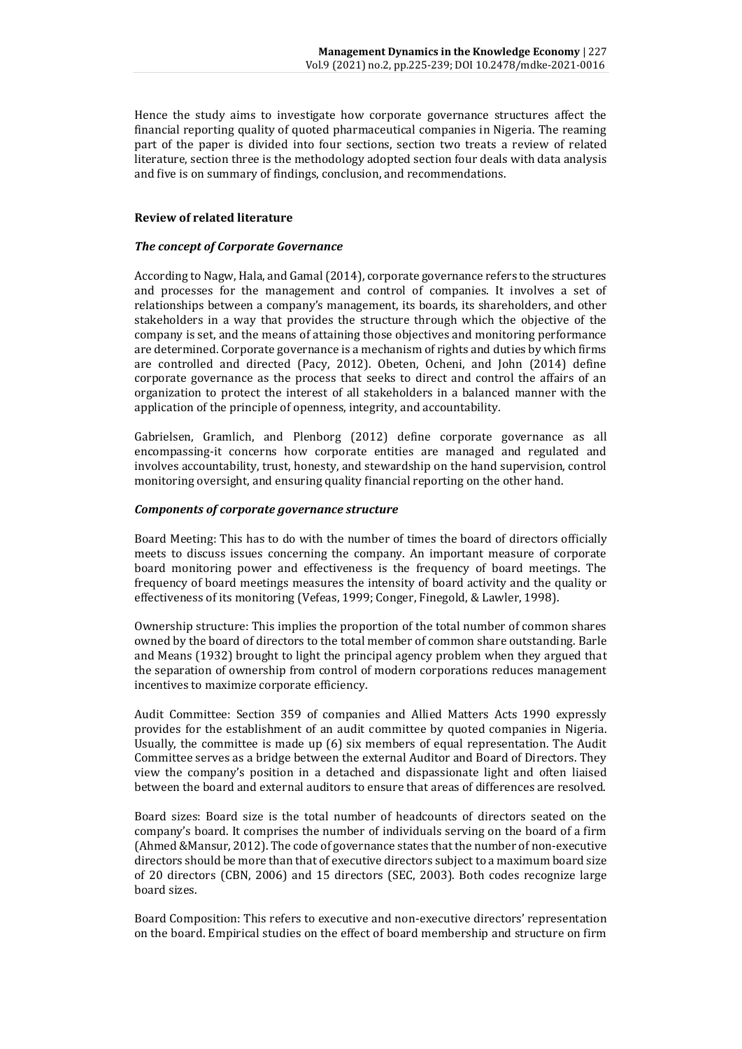Hence the study aims to investigate how corporate governance structures affect the financial reporting quality of quoted pharmaceutical companies in Nigeria. The reaming part of the paper is divided into four sections, section two treats a review of related literature, section three is the methodology adopted section four deals with data analysis and five is on summary of findings, conclusion, and recommendations.

## Review of related literature

### *The concept of Corporate Governance*

According to Nagw, Hala, and Gamal (2014), corporate governance refers to the structures and processes for the management and control of companies. It involves a set of relationships between a company's management, its boards, its shareholders, and other stakeholders in a way that provides the structure through which the objective of the company is set, and the means of attaining those objectives and monitoring performance are determined. Corporate governance is a mechanism of rights and duties by which firms are controlled and directed (Pacy, 2012). Obeten, Ocheni, and John (2014) define corporate governance as the process that seeks to direct and control the affairs of an organization to protect the interest of all stakeholders in a balanced manner with the application of the principle of openness, integrity, and accountability.

Gabrielsen, Gramlich, and Plenborg (2012) define corporate governance as all encompassing-it concerns how corporate entities are managed and regulated and involves accountability, trust, honesty, and stewardship on the hand supervision, control monitoring oversight, and ensuring quality financial reporting on the other hand.

### *Components of corporate governance structure*

Board Meeting: This has to do with the number of times the board of directors officially meets to discuss issues concerning the company. An important measure of corporate board monitoring power and effectiveness is the frequency of board meetings. The frequency of board meetings measures the intensity of board activity and the quality or effectiveness of its monitoring (Vefeas, 1999; Conger, Finegold, & Lawler, 1998).

Ownership structure: This implies the proportion of the total number of common shares owned by the board of directors to the total member of common share outstanding. Barle and Means (1932) brought to light the principal agency problem when they argued that the separation of ownership from control of modern corporations reduces management incentives to maximize corporate efficiency.

Audit Committee: Section 359 of companies and Allied Matters Acts 1990 expressly provides for the establishment of an audit committee by quoted companies in Nigeria. Usually, the committee is made up (6) six members of equal representation. The Audit Committee serves as a bridge between the external Auditor and Board of Directors. They view the company's position in a detached and dispassionate light and often liaised between the board and external auditors to ensure that areas of differences are resolved.

Board sizes: Board size is the total number of headcounts of directors seated on the company's board. It comprises the number of individuals serving on the board of a firm (Ahmed &Mansur, 2012). The code of governance states that the number of non-executive directors should be more than that of executive directors subject to a maximum board size of 20 directors (CBN, 2006) and 15 directors (SEC, 2003). Both codes recognize large board sizes.

Board Composition: This refers to executive and non-executive directors' representation on the board. Empirical studies on the effect of board membership and structure on firm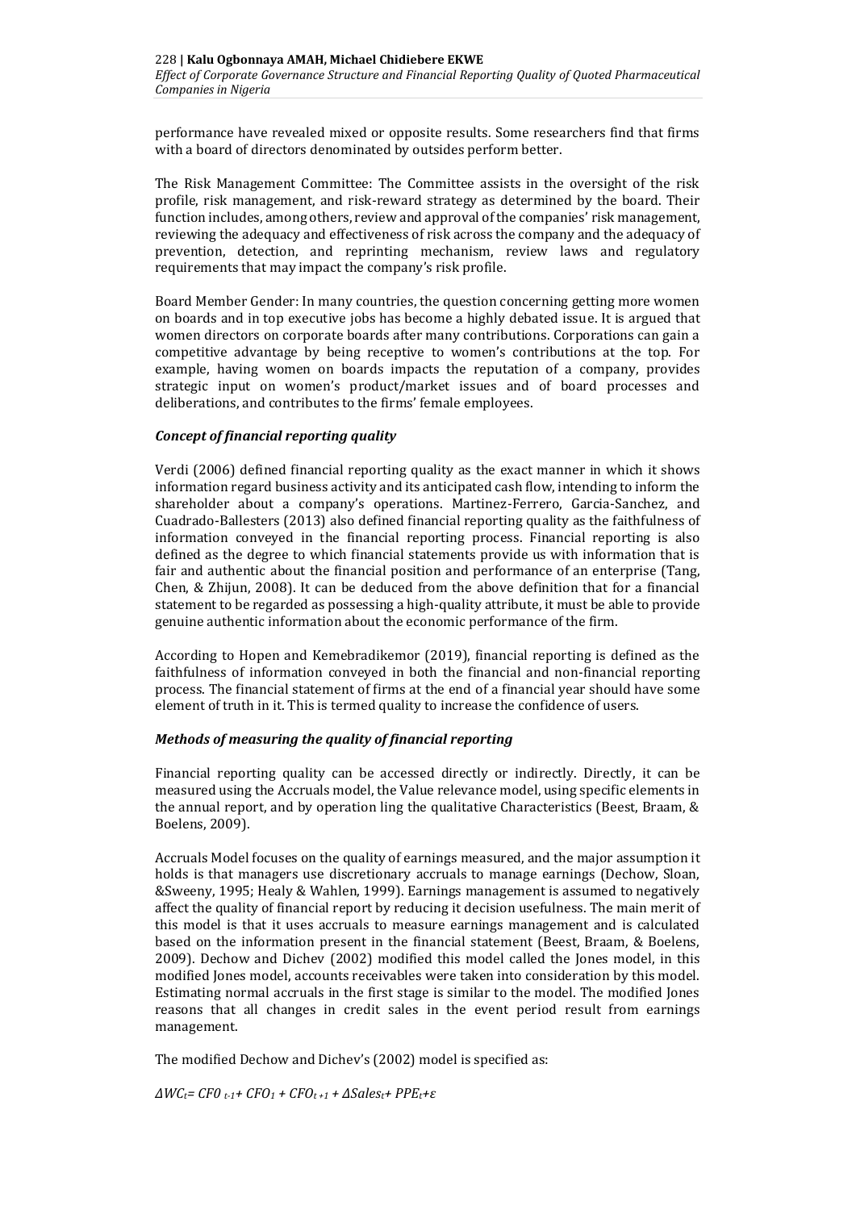performance have revealed mixed or opposite results. Some researchers find that firms with a board of directors denominated by outsides perform better.

The Risk Management Committee: The Committee assists in the oversight of the risk profile, risk management, and risk-reward strategy as determined by the board. Their function includes, among others, review and approval of the companies' risk management, reviewing the adequacy and effectiveness of risk across the company and the adequacy of prevention, detection, and reprinting mechanism, review laws and regulatory requirements that may impact the company's risk profile.

Board Member Gender: In many countries, the question concerning getting more women on boards and in top executive jobs has become a highly debated issue. It is argued that women directors on corporate boards after many contributions. Corporations can gain a competitive advantage by being receptive to women's contributions at the top. For example, having women on boards impacts the reputation of a company, provides strategic input on women's product/market issues and of board processes and deliberations, and contributes to the firms' female employees.

### *Concept of financial reporting quality*

Verdi (2006) defined financial reporting quality as the exact manner in which it shows information regard business activity and its anticipated cash flow, intending to inform the shareholder about a company's operations. Martinez-Ferrero, Garcia-Sanchez, and Cuadrado-Ballesters (2013) also defined financial reporting quality as the faithfulness of information conveyed in the financial reporting process. Financial reporting is also defined as the degree to which financial statements provide us with information that is fair and authentic about the financial position and performance of an enterprise (Tang, Chen, & Zhijun, 2008). It can be deduced from the above definition that for a financial statement to be regarded as possessing a high-quality attribute, it must be able to provide genuine authentic information about the economic performance of the firm.

According to Hopen and Kemebradikemor (2019), financial reporting is defined as the faithfulness of information conveyed in both the financial and non-financial reporting process. The financial statement of firms at the end of a financial year should have some element of truth in it. This is termed quality to increase the confidence of users.

### *Methods of measuring the quality of financial reporting*

Financial reporting quality can be accessed directly or indirectly. Directly, it can be measured using the Accruals model, the Value relevance model, using specific elements in the annual report, and by operation ling the qualitative Characteristics (Beest, Braam, & Boelens, 2009).

Accruals Model focuses on the quality of earnings measured, and the major assumption it holds is that managers use discretionary accruals to manage earnings (Dechow, Sloan, &Sweeny, 1995; Healy & Wahlen, 1999). Earnings management is assumed to negatively affect the quality of financial report by reducing it decision usefulness. The main merit of this model is that it uses accruals to measure earnings management and is calculated based on the information present in the financial statement (Beest, Braam, & Boelens, 2009). Dechow and Dichev (2002) modified this model called the Jones model, in this modified Jones model, accounts receivables were taken into consideration by this model. Estimating normal accruals in the first stage is similar to the model. The modified Jones reasons that all changes in credit sales in the event period result from earnings management.

The modified Dechow and Dichev's (2002) model is specified as:

$$\Delta WC_t = CF0_{t-1} + CFO_1 + CFO_{t+1} + \Delta Sales_t + PPE_t + \varepsilon$$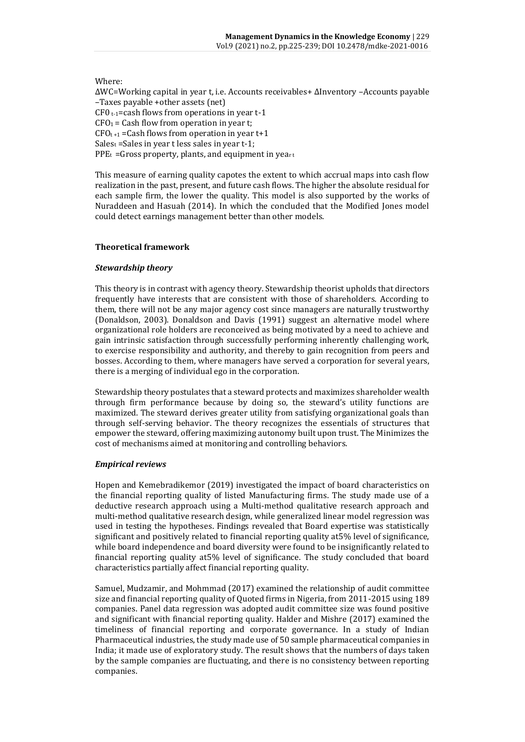Where:

$\Delta WC$=Working capital in year t, i.e. Accounts receivables+ $\Delta$Inventory –Accounts payable –Taxes payable +other assets (net)

$CF0_{t-1}$=cash flows from operations in year t-1

$CFO_1$ = Cash flow from operation in year t;

$CFO_{t+1}$ =Cash flows from operation in year t+1

$Sales_t$ =Sales in year t less sales in year t-1;

$PPE_t$ =Gross property, plants, and equipment in yea$_{r\ t}$

This measure of earning quality capotes the extent to which accrual maps into cash flow realization in the past, present, and future cash flows. The higher the absolute residual for each sample firm, the lower the quality. This model is also supported by the works of Nuraddeen and Hasuah (2014). In which the concluded that the Modified Jones model could detect earnings management better than other models.

## Theoretical framework

### *Stewardship theory*

This theory is in contrast with agency theory. Stewardship theorist upholds that directors frequently have interests that are consistent with those of shareholders. According to them, there will not be any major agency cost since managers are naturally trustworthy (Donaldson, 2003). Donaldson and Davis (1991) suggest an alternative model where organizational role holders are reconceived as being motivated by a need to achieve and gain intrinsic satisfaction through successfully performing inherently challenging work, to exercise responsibility and authority, and thereby to gain recognition from peers and bosses. According to them, where managers have served a corporation for several years, there is a merging of individual ego in the corporation.

Stewardship theory postulates that a steward protects and maximizes shareholder wealth through firm performance because by doing so, the steward's utility functions are maximized. The steward derives greater utility from satisfying organizational goals than through self-serving behavior. The theory recognizes the essentials of structures that empower the steward, offering maximizing autonomy built upon trust. The Minimizes the cost of mechanisms aimed at monitoring and controlling behaviors.

### *Empirical reviews*

Hopen and Kemebradikemor (2019) investigated the impact of board characteristics on the financial reporting quality of listed Manufacturing firms. The study made use of a deductive research approach using a Multi-method qualitative research approach and multi-method qualitative research design, while generalized linear model regression was used in testing the hypotheses. Findings revealed that Board expertise was statistically significant and positively related to financial reporting quality at5% level of significance, while board independence and board diversity were found to be insignificantly related to financial reporting quality at5% level of significance. The study concluded that board characteristics partially affect financial reporting quality.

Samuel, Mudzamir, and Mohmmad (2017) examined the relationship of audit committee size and financial reporting quality of Quoted firms in Nigeria, from 2011-2015 using 189 companies. Panel data regression was adopted audit committee size was found positive and significant with financial reporting quality. Halder and Mishre (2017) examined the timeliness of financial reporting and corporate governance. In a study of Indian Pharmaceutical industries, the study made use of 50 sample pharmaceutical companies in India; it made use of exploratory study. The result shows that the numbers of days taken by the sample companies are fluctuating, and there is no consistency between reporting companies.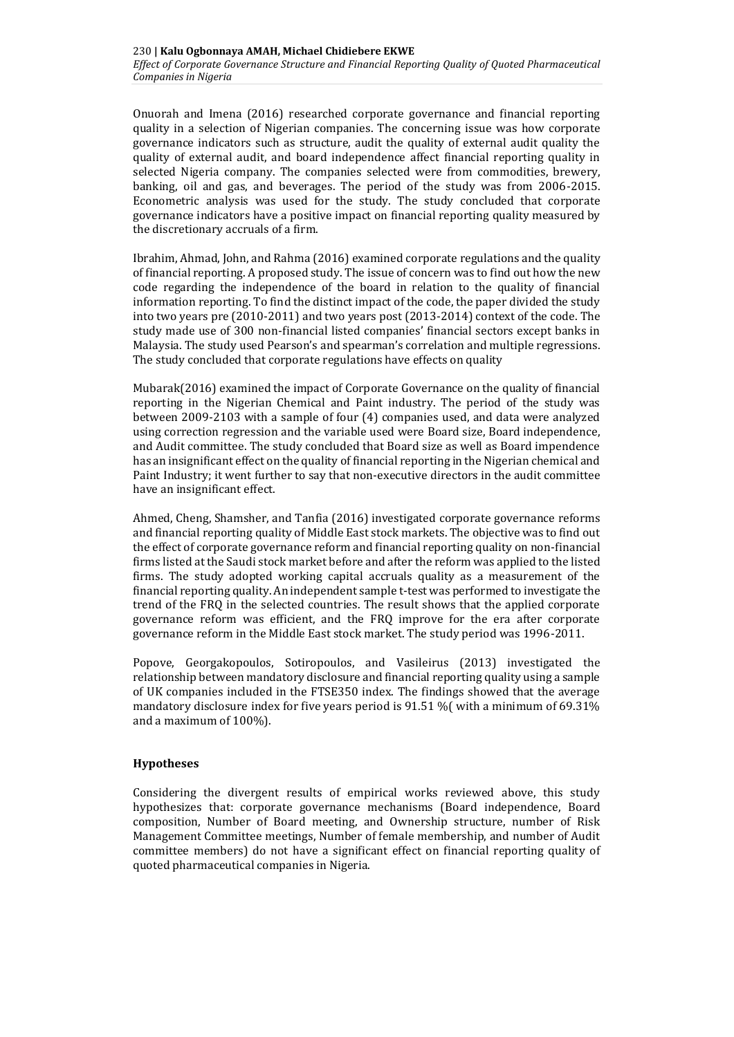Onuorah and Imena (2016) researched corporate governance and financial reporting quality in a selection of Nigerian companies. The concerning issue was how corporate governance indicators such as structure, audit the quality of external audit quality the quality of external audit, and board independence affect financial reporting quality in selected Nigeria company. The companies selected were from commodities, brewery, banking, oil and gas, and beverages. The period of the study was from 2006-2015. Econometric analysis was used for the study. The study concluded that corporate governance indicators have a positive impact on financial reporting quality measured by the discretionary accruals of a firm.

Ibrahim, Ahmad, John, and Rahma (2016) examined corporate regulations and the quality of financial reporting. A proposed study. The issue of concern was to find out how the new code regarding the independence of the board in relation to the quality of financial information reporting. To find the distinct impact of the code, the paper divided the study into two years pre (2010-2011) and two years post (2013-2014) context of the code. The study made use of 300 non-financial listed companies' financial sectors except banks in Malaysia. The study used Pearson's and spearman's correlation and multiple regressions. The study concluded that corporate regulations have effects on quality

Mubarak(2016) examined the impact of Corporate Governance on the quality of financial reporting in the Nigerian Chemical and Paint industry. The period of the study was between 2009-2103 with a sample of four (4) companies used, and data were analyzed using correction regression and the variable used were Board size, Board independence, and Audit committee. The study concluded that Board size as well as Board impendence has an insignificant effect on the quality of financial reporting in the Nigerian chemical and Paint Industry; it went further to say that non-executive directors in the audit committee have an insignificant effect.

Ahmed, Cheng, Shamsher, and Tanfia (2016) investigated corporate governance reforms and financial reporting quality of Middle East stock markets. The objective was to find out the effect of corporate governance reform and financial reporting quality on non-financial firms listed at the Saudi stock market before and after the reform was applied to the listed firms. The study adopted working capital accruals quality as a measurement of the financial reporting quality. An independent sample t-test was performed to investigate the trend of the FRQ in the selected countries. The result shows that the applied corporate governance reform was efficient, and the FRQ improve for the era after corporate governance reform in the Middle East stock market. The study period was 1996-2011.

Popove, Georgakopoulos, Sotiropoulos, and Vasileirus (2013) investigated the relationship between mandatory disclosure and financial reporting quality using a sample of UK companies included in the FTSE350 index. The findings showed that the average mandatory disclosure index for five years period is 91.51 %( with a minimum of 69.31% and a maximum of 100%).

## Hypotheses

Considering the divergent results of empirical works reviewed above, this study hypothesizes that: corporate governance mechanisms (Board independence, Board composition, Number of Board meeting, and Ownership structure, number of Risk Management Committee meetings, Number of female membership, and number of Audit committee members) do not have a significant effect on financial reporting quality of quoted pharmaceutical companies in Nigeria.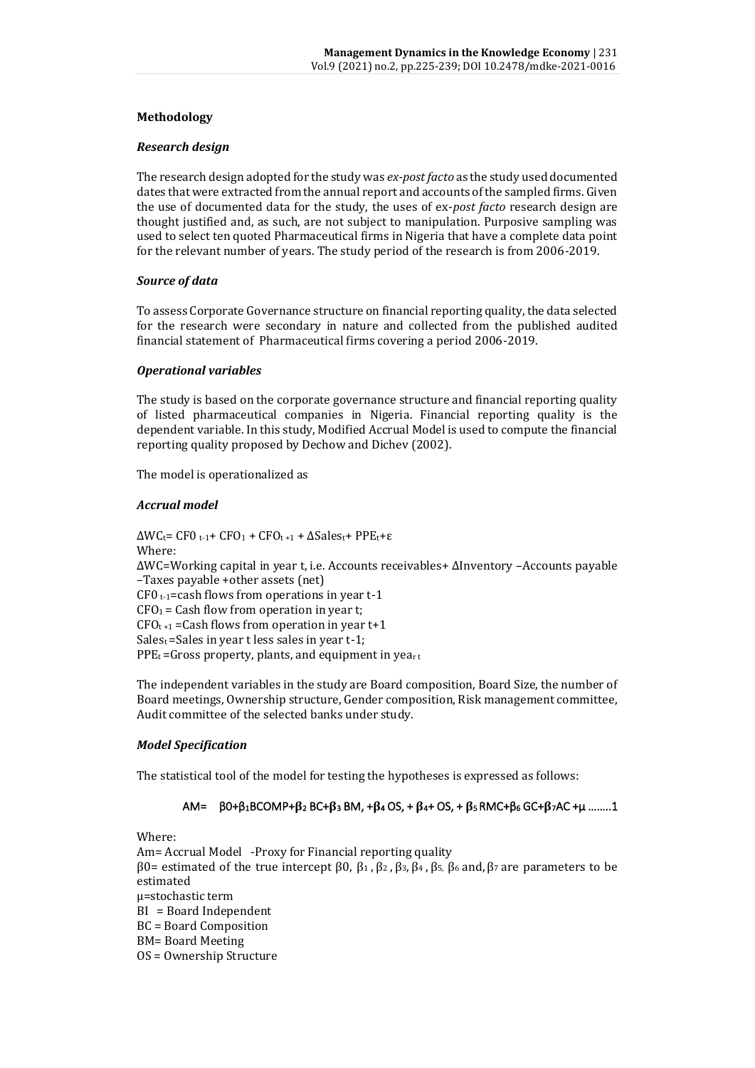## Methodology

### *Research design*

The research design adopted for the study was *ex-post facto* as the study used documented dates that were extracted from the annual report and accounts of the sampled firms. Given the use of documented data for the study, the uses of ex-*post facto* research design are thought justified and, as such, are not subject to manipulation. Purposive sampling was used to select ten quoted Pharmaceutical firms in Nigeria that have a complete data point for the relevant number of years. The study period of the research is from 2006-2019.

### *Source of data*

To assess Corporate Governance structure on financial reporting quality, the data selected for the research were secondary in nature and collected from the published audited financial statement of Pharmaceutical firms covering a period 2006-2019.

### *Operational variables*

The study is based on the corporate governance structure and financial reporting quality of listed pharmaceutical companies in Nigeria. Financial reporting quality is the dependent variable. In this study, Modified Accrual Model is used to compute the financial reporting quality proposed by Dechow and Dichev (2002).

The model is operationalized as

### *Accrual model*

$\Delta WC_t = CF0_{t-1} + CFO_1 + CFO_{t+1} + \Delta Sales_t + PPE_t + \varepsilon$

Where:

$\Delta WC$=Working capital in year t, i.e. Accounts receivables+ $\Delta$Inventory –Accounts payable –Taxes payable +other assets (net)

$CF0_{t-1}$=cash flows from operations in year t-1

$CFO_1$ = Cash flow from operation in year t;

$CFO_{t+1}$ =Cash flows from operation in year t+1

$Sales_t$ =Sales in year t less sales in year t-1;

$PPE_t$ =Gross property, plants, and equipment in yea$_{r\,t}$

The independent variables in the study are Board composition, Board Size, the number of Board meetings, Ownership structure, Gender composition, Risk management committee, Audit committee of the selected banks under study.

### *Model Specification*

The statistical tool of the model for testing the hypotheses is expressed as follows:

$$AM= \beta 0+\beta_1 BCOMP+\beta_2\ BC+\beta_3\ BM, +\beta_4\ OS, +\beta_4 + OS, +\beta_5\ RMC+\beta_6\ GC+\beta_7 AC +\mu \text{ ........1}$$

Where:

Am= Accrual Model -Proxy for Financial reporting quality

$\beta 0$= estimated of the true intercept $\beta 0$, $\beta_1$, $\beta_2$, $\beta_3$, $\beta_4$, $\beta_5$, $\beta_6$ and, $\beta_7$ are parameters to be estimated

$\mu$=stochastic term

BI = Board Independent

BC = Board Composition

BM= Board Meeting

OS = Ownership Structure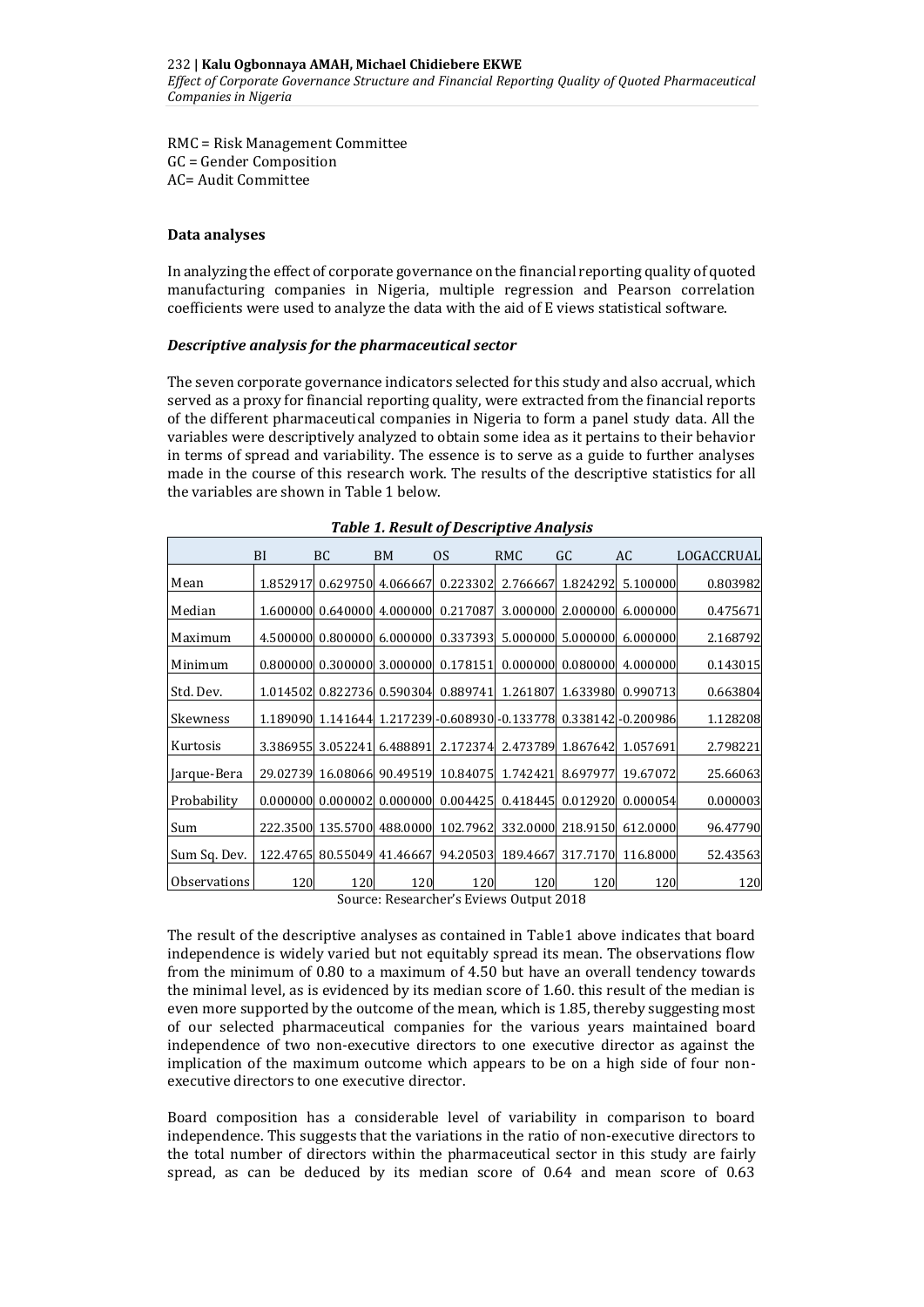RMC = Risk Management Committee
GC = Gender Composition
AC= Audit Committee

#### Data analyses

In analyzing the effect of corporate governance on the financial reporting quality of quoted manufacturing companies in Nigeria, multiple regression and Pearson correlation coefficients were used to analyze the data with the aid of E views statistical software.

##### *Descriptive analysis for the pharmaceutical sector*

The seven corporate governance indicators selected for this study and also accrual, which served as a proxy for financial reporting quality, were extracted from the financial reports of the different pharmaceutical companies in Nigeria to form a panel study data. All the variables were descriptively analyzed to obtain some idea as it pertains to their behavior in terms of spread and variability. The essence is to serve as a guide to further analyses made in the course of this research work. The results of the descriptive statistics for all the variables are shown in Table 1 below.

***Table 1. Result of Descriptive Analysis***

| | BI | BC | BM | OS | RMC | GC | AC | LOGACCRUAL |
|---|---|---|---|---|---|---|---|---|
| Mean | 1.852917 | 0.629750 | 4.066667 | 0.223302 | 2.766667 | 1.824292 | 5.100000 | 0.803982 |
| Median | 1.600000 | 0.640000 | 4.000000 | 0.217087 | 3.000000 | 2.000000 | 6.000000 | 0.475671 |
| Maximum | 4.500000 | 0.800000 | 6.000000 | 0.337393 | 5.000000 | 5.000000 | 6.000000 | 2.168792 |
| Minimum | 0.800000 | 0.300000 | 3.000000 | 0.178151 | 0.000000 | 0.080000 | 4.000000 | 0.143015 |
| Std. Dev. | 1.014502 | 0.822736 | 0.590304 | 0.889741 | 1.261807 | 1.633980 | 0.990713 | 0.663804 |
| Skewness | 1.189090 | 1.141644 | 1.217239 | -0.608930 | -0.133778 | 0.338142 | -0.200986 | 1.128208 |
| Kurtosis | 3.386955 | 3.052241 | 6.488891 | 2.172374 | 2.473789 | 1.867642 | 1.057691 | 2.798221 |
| Jarque-Bera | 29.02739 | 16.08066 | 90.49519 | 10.84075 | 1.742421 | 8.697977 | 19.67072 | 25.66063 |
| Probability | 0.000000 | 0.000002 | 0.000000 | 0.004425 | 0.418445 | 0.012920 | 0.000054 | 0.000003 |
| Sum | 222.3500 | 135.5700 | 488.0000 | 102.7962 | 332.0000 | 218.9150 | 612.0000 | 96.47790 |
| Sum Sq. Dev. | 122.4765 | 80.55049 | 41.46667 | 94.20503 | 189.4667 | 317.7170 | 116.8000 | 52.43563 |
| Observations | 120 | 120 | 120 | 120 | 120 | 120 | 120 | 120 |

Source: Researcher's Eviews Output 2018

The result of the descriptive analyses as contained in Table1 above indicates that board independence is widely varied but not equitably spread its mean. The observations flow from the minimum of 0.80 to a maximum of 4.50 but have an overall tendency towards the minimal level, as is evidenced by its median score of 1.60. this result of the median is even more supported by the outcome of the mean, which is 1.85, thereby suggesting most of our selected pharmaceutical companies for the various years maintained board independence of two non-executive directors to one executive director as against the implication of the maximum outcome which appears to be on a high side of four non-executive directors to one executive director.

Board composition has a considerable level of variability in comparison to board independence. This suggests that the variations in the ratio of non-executive directors to the total number of directors within the pharmaceutical sector in this study are fairly spread, as can be deduced by its median score of 0.64 and mean score of 0.63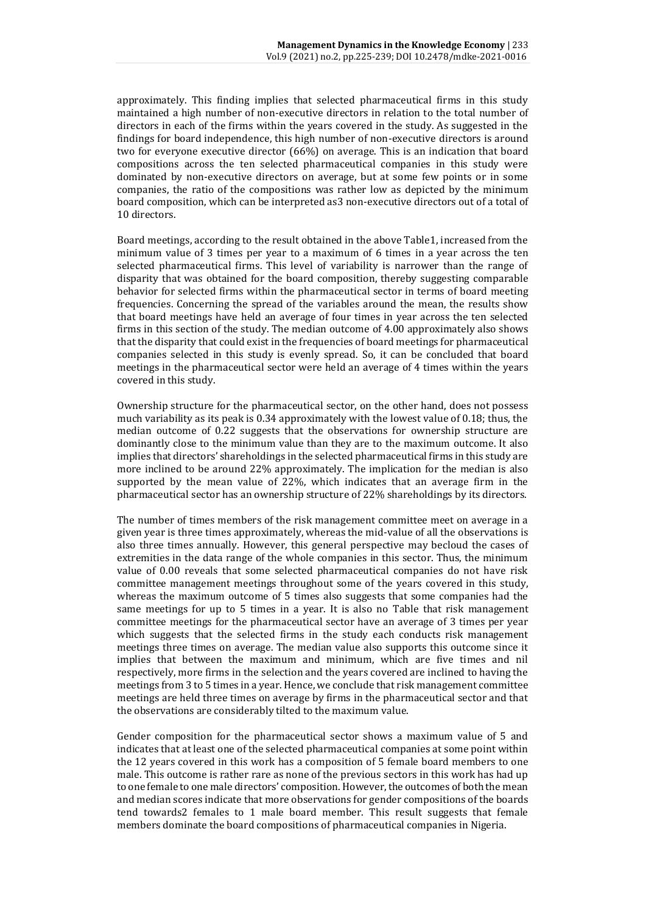approximately. This finding implies that selected pharmaceutical firms in this study maintained a high number of non-executive directors in relation to the total number of directors in each of the firms within the years covered in the study. As suggested in the findings for board independence, this high number of non-executive directors is around two for everyone executive director (66%) on average. This is an indication that board compositions across the ten selected pharmaceutical companies in this study were dominated by non-executive directors on average, but at some few points or in some companies, the ratio of the compositions was rather low as depicted by the minimum board composition, which can be interpreted as3 non-executive directors out of a total of 10 directors.

Board meetings, according to the result obtained in the above Table1, increased from the minimum value of 3 times per year to a maximum of 6 times in a year across the ten selected pharmaceutical firms. This level of variability is narrower than the range of disparity that was obtained for the board composition, thereby suggesting comparable behavior for selected firms within the pharmaceutical sector in terms of board meeting frequencies. Concerning the spread of the variables around the mean, the results show that board meetings have held an average of four times in year across the ten selected firms in this section of the study. The median outcome of 4.00 approximately also shows that the disparity that could exist in the frequencies of board meetings for pharmaceutical companies selected in this study is evenly spread. So, it can be concluded that board meetings in the pharmaceutical sector were held an average of 4 times within the years covered in this study.

Ownership structure for the pharmaceutical sector, on the other hand, does not possess much variability as its peak is 0.34 approximately with the lowest value of 0.18; thus, the median outcome of 0.22 suggests that the observations for ownership structure are dominantly close to the minimum value than they are to the maximum outcome. It also implies that directors' shareholdings in the selected pharmaceutical firms in this study are more inclined to be around 22% approximately. The implication for the median is also supported by the mean value of 22%, which indicates that an average firm in the pharmaceutical sector has an ownership structure of 22% shareholdings by its directors.

The number of times members of the risk management committee meet on average in a given year is three times approximately, whereas the mid-value of all the observations is also three times annually. However, this general perspective may becloud the cases of extremities in the data range of the whole companies in this sector. Thus, the minimum value of 0.00 reveals that some selected pharmaceutical companies do not have risk committee management meetings throughout some of the years covered in this study, whereas the maximum outcome of 5 times also suggests that some companies had the same meetings for up to 5 times in a year. It is also no Table that risk management committee meetings for the pharmaceutical sector have an average of 3 times per year which suggests that the selected firms in the study each conducts risk management meetings three times on average. The median value also supports this outcome since it implies that between the maximum and minimum, which are five times and nil respectively, more firms in the selection and the years covered are inclined to having the meetings from 3 to 5 times in a year. Hence, we conclude that risk management committee meetings are held three times on average by firms in the pharmaceutical sector and that the observations are considerably tilted to the maximum value.

Gender composition for the pharmaceutical sector shows a maximum value of 5 and indicates that at least one of the selected pharmaceutical companies at some point within the 12 years covered in this work has a composition of 5 female board members to one male. This outcome is rather rare as none of the previous sectors in this work has had up to one female to one male directors' composition. However, the outcomes of both the mean and median scores indicate that more observations for gender compositions of the boards tend towards2 females to 1 male board member. This result suggests that female members dominate the board compositions of pharmaceutical companies in Nigeria.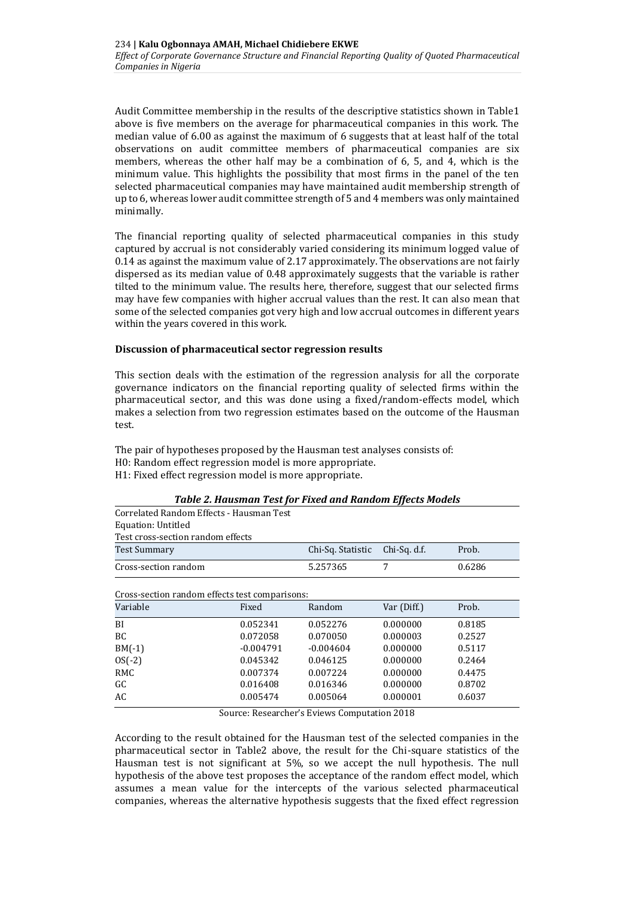Audit Committee membership in the results of the descriptive statistics shown in Table1 above is five members on the average for pharmaceutical companies in this work. The median value of 6.00 as against the maximum of 6 suggests that at least half of the total observations on audit committee members of pharmaceutical companies are six members, whereas the other half may be a combination of 6, 5, and 4, which is the minimum value. This highlights the possibility that most firms in the panel of the ten selected pharmaceutical companies may have maintained audit membership strength of up to 6, whereas lower audit committee strength of 5 and 4 members was only maintained minimally.

The financial reporting quality of selected pharmaceutical companies in this study captured by accrual is not considerably varied considering its minimum logged value of 0.14 as against the maximum value of 2.17 approximately. The observations are not fairly dispersed as its median value of 0.48 approximately suggests that the variable is rather tilted to the minimum value. The results here, therefore, suggest that our selected firms may have few companies with higher accrual values than the rest. It can also mean that some of the selected companies got very high and low accrual outcomes in different years within the years covered in this work.

**Discussion of pharmaceutical sector regression results**

This section deals with the estimation of the regression analysis for all the corporate governance indicators on the financial reporting quality of selected firms within the pharmaceutical sector, and this was done using a fixed/random-effects model, which makes a selection from two regression estimates based on the outcome of the Hausman test.

The pair of hypotheses proposed by the Hausman test analyses consists of:
H0: Random effect regression model is more appropriate.
H1: Fixed effect regression model is more appropriate.

***Table 2. Hausman Test for Fixed and Random Effects Models***

Correlated Random Effects - Hausman Test
Equation: Untitled
Test cross-section random effects

| Test Summary | Chi-Sq. Statistic | Chi-Sq. d.f. | Prob. |
|---|---|---|---|
| Cross-section random | 5.257365 | 7 | 0.6286 |

Cross-section random effects test comparisons:

| Variable | Fixed | Random | Var (Diff.) | Prob. |
|---|---|---|---|---|
| BI | 0.052341 | 0.052276 | 0.000000 | 0.8185 |
| BC | 0.072058 | 0.070050 | 0.000003 | 0.2527 |
| BM(-1) | -0.004791 | -0.004604 | 0.000000 | 0.5117 |
| OS(-2) | 0.045342 | 0.046125 | 0.000000 | 0.2464 |
| RMC | 0.007374 | 0.007224 | 0.000000 | 0.4475 |
| GC | 0.016408 | 0.016346 | 0.000000 | 0.8702 |
| AC | 0.005474 | 0.005064 | 0.000001 | 0.6037 |

Source: Researcher's Eviews Computation 2018

According to the result obtained for the Hausman test of the selected companies in the pharmaceutical sector in Table2 above, the result for the Chi-square statistics of the Hausman test is not significant at 5%, so we accept the null hypothesis. The null hypothesis of the above test proposes the acceptance of the random effect model, which assumes a mean value for the intercepts of the various selected pharmaceutical companies, whereas the alternative hypothesis suggests that the fixed effect regression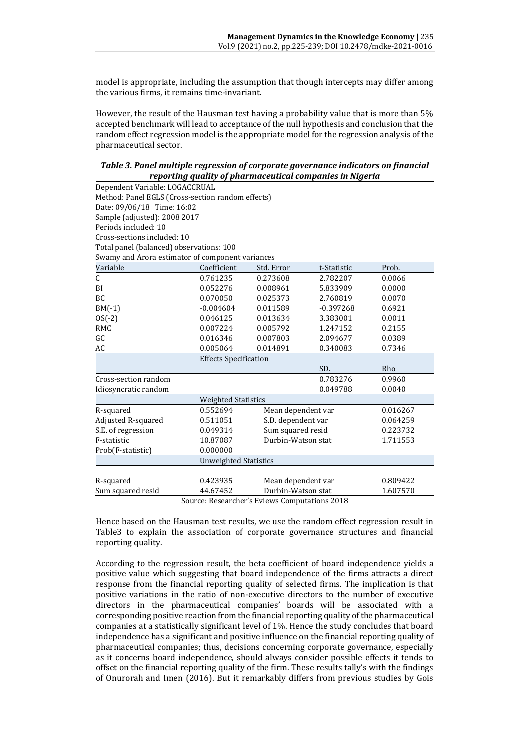model is appropriate, including the assumption that though intercepts may differ among the various firms, it remains time-invariant.

However, the result of the Hausman test having a probability value that is more than 5% accepted benchmark will lead to acceptance of the null hypothesis and conclusion that the random effect regression model is the appropriate model for the regression analysis of the pharmaceutical sector.

***Table 3. Panel multiple regression of corporate governance indicators on financial reporting quality of pharmaceutical companies in Nigeria***

Dependent Variable: LOGACCRUAL
Method: Panel EGLS (Cross-section random effects)
Date: 09/06/18 Time: 16:02
Sample (adjusted): 2008 2017
Periods included: 10
Cross-sections included: 10
Total panel (balanced) observations: 100
Swamy and Arora estimator of component variances

| Variable | Coefficient | Std. Error | t-Statistic | Prob. |
|---|---|---|---|---|
| C | 0.761235 | 0.273608 | 2.782207 | 0.0066 |
| BI | 0.052276 | 0.008961 | 5.833909 | 0.0000 |
| BC | 0.070050 | 0.025373 | 2.760819 | 0.0070 |
| BM(-1) | -0.004604 | 0.011589 | -0.397268 | 0.6921 |
| OS(-2) | 0.046125 | 0.013634 | 3.383001 | 0.0011 |
| RMC | 0.007224 | 0.005792 | 1.247152 | 0.2155 |
| GC | 0.016346 | 0.007803 | 2.094677 | 0.0389 |
| AC | 0.005064 | 0.014891 | 0.340083 | 0.7346 |
| | Effects Specification | | | |
| | | | SD. | Rho |
| Cross-section random | | | 0.783276 | 0.9960 |
| Idiosyncratic random | | | 0.049788 | 0.0040 |
| | Weighted Statistics | | | |
| R-squared | 0.552694 | Mean dependent var | | 0.016267 |
| Adjusted R-squared | 0.511051 | S.D. dependent var | | 0.064259 |
| S.E. of regression | 0.049314 | Sum squared resid | | 0.223732 |
| F-statistic | 10.87087 | Durbin-Watson stat | | 1.711553 |
| Prob(F-statistic) | 0.000000 | | | |
| | Unweighted Statistics | | | |
| R-squared | 0.423935 | Mean dependent var | | 0.809422 |
| Sum squared resid | 44.67452 | Durbin-Watson stat | | 1.607570 |

Source: Researcher's Eviews Computations 2018

Hence based on the Hausman test results, we use the random effect regression result in Table3 to explain the association of corporate governance structures and financial reporting quality.

According to the regression result, the beta coefficient of board independence yields a positive value which suggesting that board independence of the firms attracts a direct response from the financial reporting quality of selected firms. The implication is that positive variations in the ratio of non-executive directors to the number of executive directors in the pharmaceutical companies' boards will be associated with a corresponding positive reaction from the financial reporting quality of the pharmaceutical companies at a statistically significant level of 1%. Hence the study concludes that board independence has a significant and positive influence on the financial reporting quality of pharmaceutical companies; thus, decisions concerning corporate governance, especially as it concerns board independence, should always consider possible effects it tends to offset on the financial reporting quality of the firm. These results tally's with the findings of Onurorah and Imen (2016). But it remarkably differs from previous studies by Gois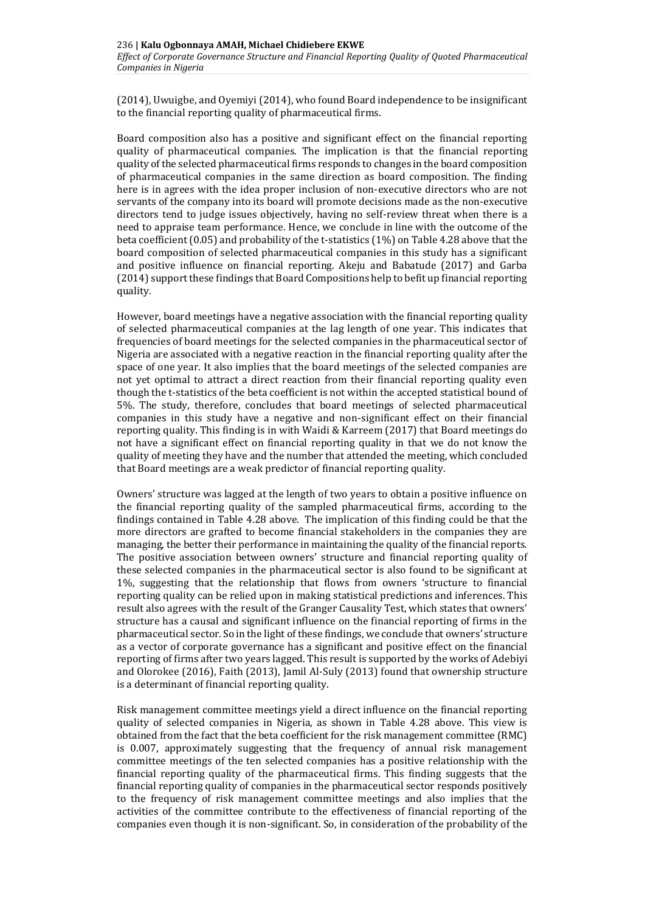(2014), Uwuigbe, and Oyemiyi (2014), who found Board independence to be insignificant to the financial reporting quality of pharmaceutical firms.

Board composition also has a positive and significant effect on the financial reporting quality of pharmaceutical companies. The implication is that the financial reporting quality of the selected pharmaceutical firms responds to changes in the board composition of pharmaceutical companies in the same direction as board composition. The finding here is in agrees with the idea proper inclusion of non-executive directors who are not servants of the company into its board will promote decisions made as the non-executive directors tend to judge issues objectively, having no self-review threat when there is a need to appraise team performance. Hence, we conclude in line with the outcome of the beta coefficient (0.05) and probability of the t-statistics (1%) on Table 4.28 above that the board composition of selected pharmaceutical companies in this study has a significant and positive influence on financial reporting. Akeju and Babatude (2017) and Garba (2014) support these findings that Board Compositions help to befit up financial reporting quality.

However, board meetings have a negative association with the financial reporting quality of selected pharmaceutical companies at the lag length of one year. This indicates that frequencies of board meetings for the selected companies in the pharmaceutical sector of Nigeria are associated with a negative reaction in the financial reporting quality after the space of one year. It also implies that the board meetings of the selected companies are not yet optimal to attract a direct reaction from their financial reporting quality even though the t-statistics of the beta coefficient is not within the accepted statistical bound of 5%. The study, therefore, concludes that board meetings of selected pharmaceutical companies in this study have a negative and non-significant effect on their financial reporting quality. This finding is in with Waidi & Karreem (2017) that Board meetings do not have a significant effect on financial reporting quality in that we do not know the quality of meeting they have and the number that attended the meeting, which concluded that Board meetings are a weak predictor of financial reporting quality.

Owners' structure was lagged at the length of two years to obtain a positive influence on the financial reporting quality of the sampled pharmaceutical firms, according to the findings contained in Table 4.28 above. The implication of this finding could be that the more directors are grafted to become financial stakeholders in the companies they are managing, the better their performance in maintaining the quality of the financial reports. The positive association between owners' structure and financial reporting quality of these selected companies in the pharmaceutical sector is also found to be significant at 1%, suggesting that the relationship that flows from owners 'structure to financial reporting quality can be relied upon in making statistical predictions and inferences. This result also agrees with the result of the Granger Causality Test, which states that owners' structure has a causal and significant influence on the financial reporting of firms in the pharmaceutical sector. So in the light of these findings, we conclude that owners' structure as a vector of corporate governance has a significant and positive effect on the financial reporting of firms after two years lagged. This result is supported by the works of Adebiyi and Olorokee (2016), Faith (2013), Jamil Al-Suly (2013) found that ownership structure is a determinant of financial reporting quality.

Risk management committee meetings yield a direct influence on the financial reporting quality of selected companies in Nigeria, as shown in Table 4.28 above. This view is obtained from the fact that the beta coefficient for the risk management committee (RMC) is 0.007, approximately suggesting that the frequency of annual risk management committee meetings of the ten selected companies has a positive relationship with the financial reporting quality of the pharmaceutical firms. This finding suggests that the financial reporting quality of companies in the pharmaceutical sector responds positively to the frequency of risk management committee meetings and also implies that the activities of the committee contribute to the effectiveness of financial reporting of the companies even though it is non-significant. So, in consideration of the probability of the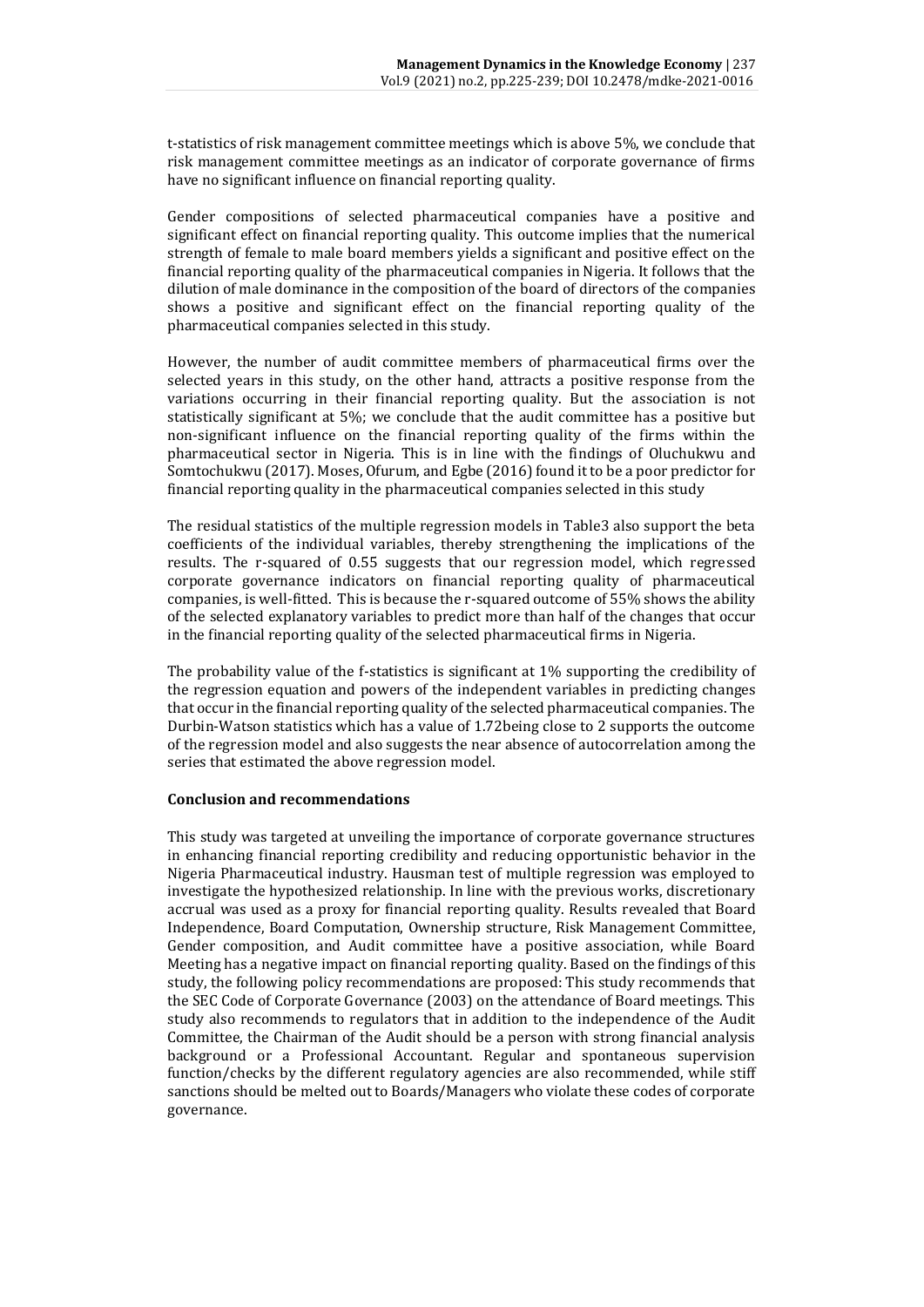t-statistics of risk management committee meetings which is above 5%, we conclude that risk management committee meetings as an indicator of corporate governance of firms have no significant influence on financial reporting quality.

Gender compositions of selected pharmaceutical companies have a positive and significant effect on financial reporting quality. This outcome implies that the numerical strength of female to male board members yields a significant and positive effect on the financial reporting quality of the pharmaceutical companies in Nigeria. It follows that the dilution of male dominance in the composition of the board of directors of the companies shows a positive and significant effect on the financial reporting quality of the pharmaceutical companies selected in this study.

However, the number of audit committee members of pharmaceutical firms over the selected years in this study, on the other hand, attracts a positive response from the variations occurring in their financial reporting quality. But the association is not statistically significant at 5%; we conclude that the audit committee has a positive but non-significant influence on the financial reporting quality of the firms within the pharmaceutical sector in Nigeria. This is in line with the findings of Oluchukwu and Somtochukwu (2017). Moses, Ofurum, and Egbe (2016) found it to be a poor predictor for financial reporting quality in the pharmaceutical companies selected in this study

The residual statistics of the multiple regression models in Table3 also support the beta coefficients of the individual variables, thereby strengthening the implications of the results. The r-squared of 0.55 suggests that our regression model, which regressed corporate governance indicators on financial reporting quality of pharmaceutical companies, is well-fitted. This is because the r-squared outcome of 55% shows the ability of the selected explanatory variables to predict more than half of the changes that occur in the financial reporting quality of the selected pharmaceutical firms in Nigeria.

The probability value of the f-statistics is significant at 1% supporting the credibility of the regression equation and powers of the independent variables in predicting changes that occur in the financial reporting quality of the selected pharmaceutical companies. The Durbin-Watson statistics which has a value of 1.72being close to 2 supports the outcome of the regression model and also suggests the near absence of autocorrelation among the series that estimated the above regression model.

**Conclusion and recommendations**

This study was targeted at unveiling the importance of corporate governance structures in enhancing financial reporting credibility and reducing opportunistic behavior in the Nigeria Pharmaceutical industry. Hausman test of multiple regression was employed to investigate the hypothesized relationship. In line with the previous works, discretionary accrual was used as a proxy for financial reporting quality. Results revealed that Board Independence, Board Computation, Ownership structure, Risk Management Committee, Gender composition, and Audit committee have a positive association, while Board Meeting has a negative impact on financial reporting quality. Based on the findings of this study, the following policy recommendations are proposed: This study recommends that the SEC Code of Corporate Governance (2003) on the attendance of Board meetings. This study also recommends to regulators that in addition to the independence of the Audit Committee, the Chairman of the Audit should be a person with strong financial analysis background or a Professional Accountant. Regular and spontaneous supervision function/checks by the different regulatory agencies are also recommended, while stiff sanctions should be melted out to Boards/Managers who violate these codes of corporate governance.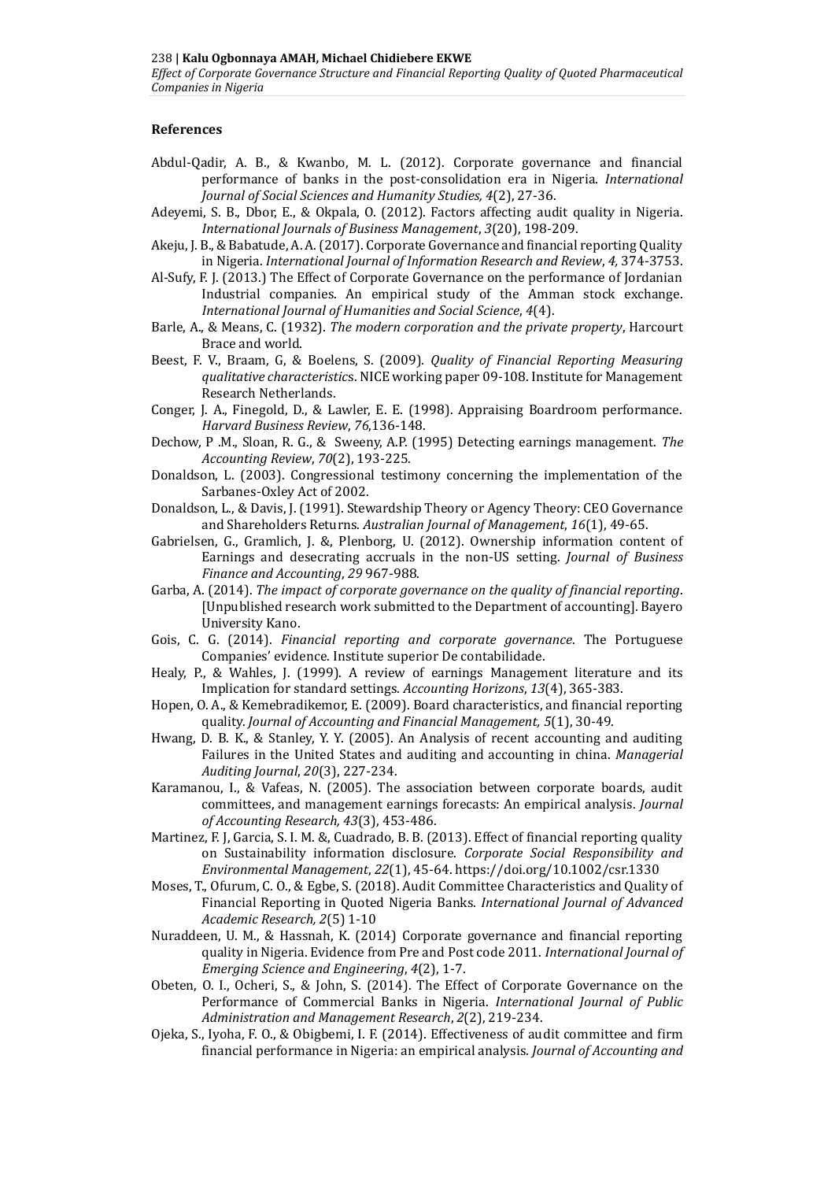## References

Abdul-Qadir, A. B., & Kwanbo, M. L. (2012). Corporate governance and financial performance of banks in the post-consolidation era in Nigeria. *International Journal of Social Sciences and Humanity Studies, 4*(2), 27-36.

Adeyemi, S. B., Dbor, E., & Okpala, O. (2012). Factors affecting audit quality in Nigeria. *International Journals of Business Management*, *3*(20), 198-209.

Akeju, J. B., & Babatude, A. A. (2017). Corporate Governance and financial reporting Quality in Nigeria. *International Journal of Information Research and Review*, *4,* 374-3753.

Al-Sufy, F. J. (2013.) The Effect of Corporate Governance on the performance of Jordanian Industrial companies. An empirical study of the Amman stock exchange. *International Journal of Humanities and Social Science*, *4*(4).

Barle, A., & Means, C. (1932). *The modern corporation and the private property*, Harcourt Brace and world.

Beest, F. V., Braam, G, & Boelens, S. (2009). *Quality of Financial Reporting Measuring qualitative characteristics*. NICE working paper 09-108. Institute for Management Research Netherlands.

Conger, J. A., Finegold, D., & Lawler, E. E. (1998). Appraising Boardroom performance. *Harvard Business Review*, *76*,136-148.

Dechow, P .M., Sloan, R. G., & Sweeny, A.P. (1995) Detecting earnings management. *The Accounting Review*, *70*(2), 193-225.

Donaldson, L. (2003). Congressional testimony concerning the implementation of the Sarbanes-Oxley Act of 2002.

Donaldson, L., & Davis, J. (1991). Stewardship Theory or Agency Theory: CEO Governance and Shareholders Returns. *Australian Journal of Management*, *16*(1), 49-65.

Gabrielsen, G., Gramlich, J. &, Plenborg, U. (2012). Ownership information content of Earnings and desecrating accruals in the non-US setting. *Journal of Business Finance and Accounting*, *29* 967-988.

Garba, A. (2014). *The impact of corporate governance on the quality of financial reporting*. [Unpublished research work submitted to the Department of accounting]. Bayero University Kano.

Gois, C. G. (2014). *Financial reporting and corporate governance*. The Portuguese Companies' evidence. Institute superior De contabilidade.

Healy, P., & Wahles, J. (1999). A review of earnings Management literature and its Implication for standard settings. *Accounting Horizons*, *13*(4), 365-383.

Hopen, O. A., & Kemebradikemor, E. (2009). Board characteristics, and financial reporting quality. *Journal of Accounting and Financial Management, 5*(1), 30-49.

Hwang, D. B. K., & Stanley, Y. Y. (2005). An Analysis of recent accounting and auditing Failures in the United States and auditing and accounting in china. *Managerial Auditing Journal*, *20*(3), 227-234.

Karamanou, I., & Vafeas, N. (2005). The association between corporate boards, audit committees, and management earnings forecasts: An empirical analysis. *Journal of Accounting Research, 43*(3), 453-486.

Martinez, F. J, Garcia, S. I. M. &, Cuadrado, B. B. (2013). Effect of financial reporting quality on Sustainability information disclosure. *Corporate Social Responsibility and Environmental Management*, *22*(1), 45-64. https://doi.org/10.1002/csr.1330

Moses, T., Ofurum, C. O., & Egbe, S. (2018). Audit Committee Characteristics and Quality of Financial Reporting in Quoted Nigeria Banks. *International Journal of Advanced Academic Research, 2*(5) 1-10

Nuraddeen, U. M., & Hassnah, K. (2014) Corporate governance and financial reporting quality in Nigeria. Evidence from Pre and Post code 2011. *International Journal of Emerging Science and Engineering*, *4*(2), 1-7.

Obeten, O. I., Ocheri, S., & John, S. (2014). The Effect of Corporate Governance on the Performance of Commercial Banks in Nigeria. *International Journal of Public Administration and Management Research*, *2*(2), 219-234.

Ojeka, S., Iyoha, F. O., & Obigbemi, I. F. (2014). Effectiveness of audit committee and firm financial performance in Nigeria: an empirical analysis. *Journal of Accounting and*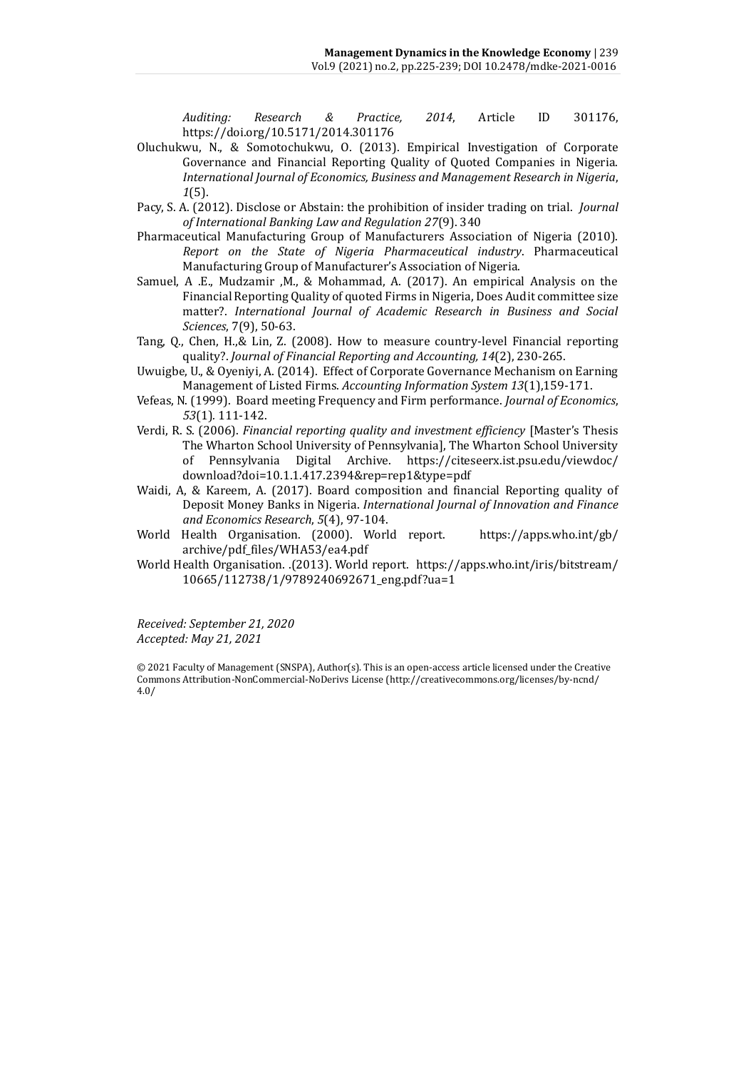*Auditing: Research & Practice, 2014*, Article ID 301176, https://doi.org/10.5171/2014.301176

Oluchukwu, N., & Somotochukwu, O. (2013). Empirical Investigation of Corporate Governance and Financial Reporting Quality of Quoted Companies in Nigeria. *International Journal of Economics, Business and Management Research in Nigeria*, *1*(5).

Pacy, S. A. (2012). Disclose or Abstain: the prohibition of insider trading on trial. *Journal of International Banking Law and Regulation 27*(9). 340

Pharmaceutical Manufacturing Group of Manufacturers Association of Nigeria (2010). *Report on the State of Nigeria Pharmaceutical industry*. Pharmaceutical Manufacturing Group of Manufacturer's Association of Nigeria.

Samuel, A .E., Mudzamir ,M., & Mohammad, A. (2017). An empirical Analysis on the Financial Reporting Quality of quoted Firms in Nigeria, Does Audit committee size matter?. *International Journal of Academic Research in Business and Social Sciences*, 7(9), 50-63.

Tang, Q., Chen, H.,& Lin, Z. (2008). How to measure country-level Financial reporting quality?. *Journal of Financial Reporting and Accounting, 14*(2), 230-265.

Uwuigbe, U., & Oyeniyi, A. (2014). Effect of Corporate Governance Mechanism on Earning Management of Listed Firms. *Accounting Information System 13*(1),159-171.

Vefeas, N. (1999). Board meeting Frequency and Firm performance. *Journal of Economics*, *53*(1). 111-142.

Verdi, R. S. (2006). *Financial reporting quality and investment efficiency* [Master's Thesis The Wharton School University of Pennsylvania], The Wharton School University of Pennsylvania Digital Archive. https://citeseerx.ist.psu.edu/viewdoc/download?doi=10.1.1.417.2394&rep=rep1&type=pdf

Waidi, A, & Kareem, A. (2017). Board composition and financial Reporting quality of Deposit Money Banks in Nigeria. *International Journal of Innovation and Finance and Economics Research*, *5*(4), 97-104.

World Health Organisation. (2000). World report. https://apps.who.int/gb/archive/pdf_files/WHA53/ea4.pdf

World Health Organisation. .(2013). World report. https://apps.who.int/iris/bitstream/10665/112738/1/9789240692671_eng.pdf?ua=1

*Received: September 21, 2020*
*Accepted: May 21, 2021*

© 2021 Faculty of Management (SNSPA), Author(s). This is an open-access article licensed under the Creative Commons Attribution-NonCommercial-NoDerivs License (http://creativecommons.org/licenses/by-ncnd/4.0/